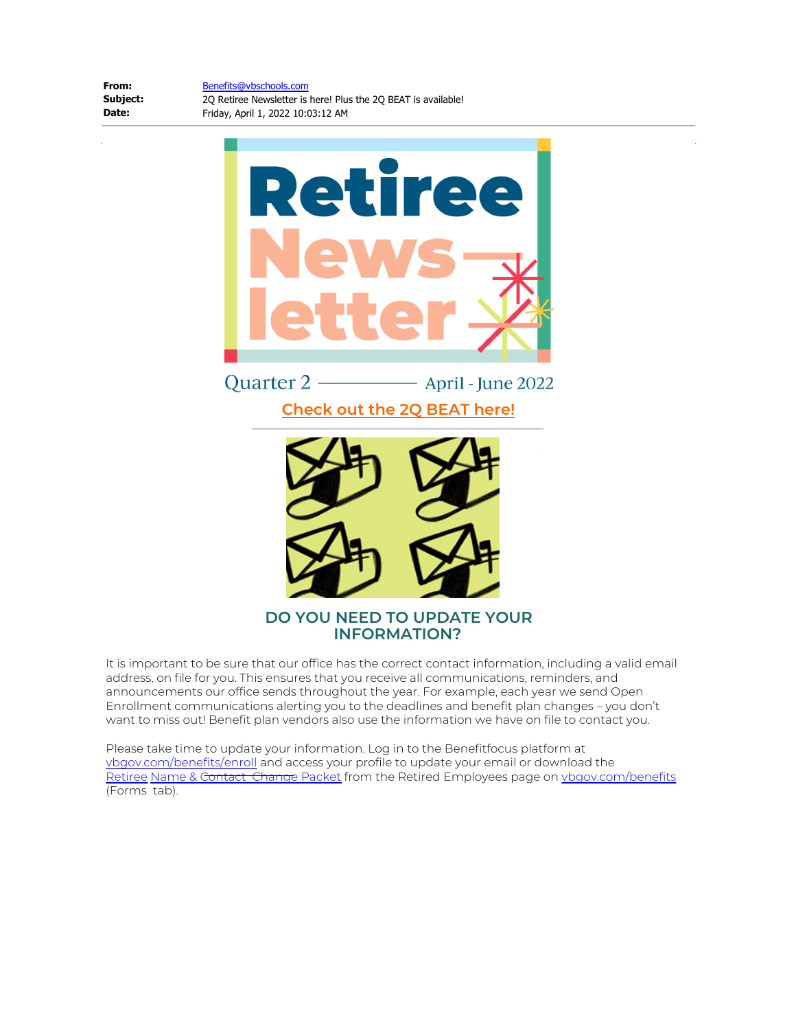**From:** Benefits@vbschools.com
**Subject:** 2Q Retiree Newsletter is here! Plus the 2Q BEAT is available!
**Date:** Friday, April 1, 2022 10:03:12 AM

# Retiree Newsletter

Quarter 2 — April - June 2022

**Check out the 2Q BEAT here!**

## DO YOU NEED TO UPDATE YOUR INFORMATION?

It is important to be sure that our office has the correct contact information, including a valid email address, on file for you. This ensures that you receive all communications, reminders, and announcements our office sends throughout the year. For example, each year we send Open Enrollment communications alerting you to the deadlines and benefit plan changes – you don't want to miss out! Benefit plan vendors also use the information we have on file to contact you.

Please take time to update your information. Log in to the Benefitfocus platform at vbgov.com/benefits/enroll and access your profile to update your email or download the Retiree Name & ~~Contact~~ Change Packet from the Retired Employees page on vbgov.com/benefits (Forms tab).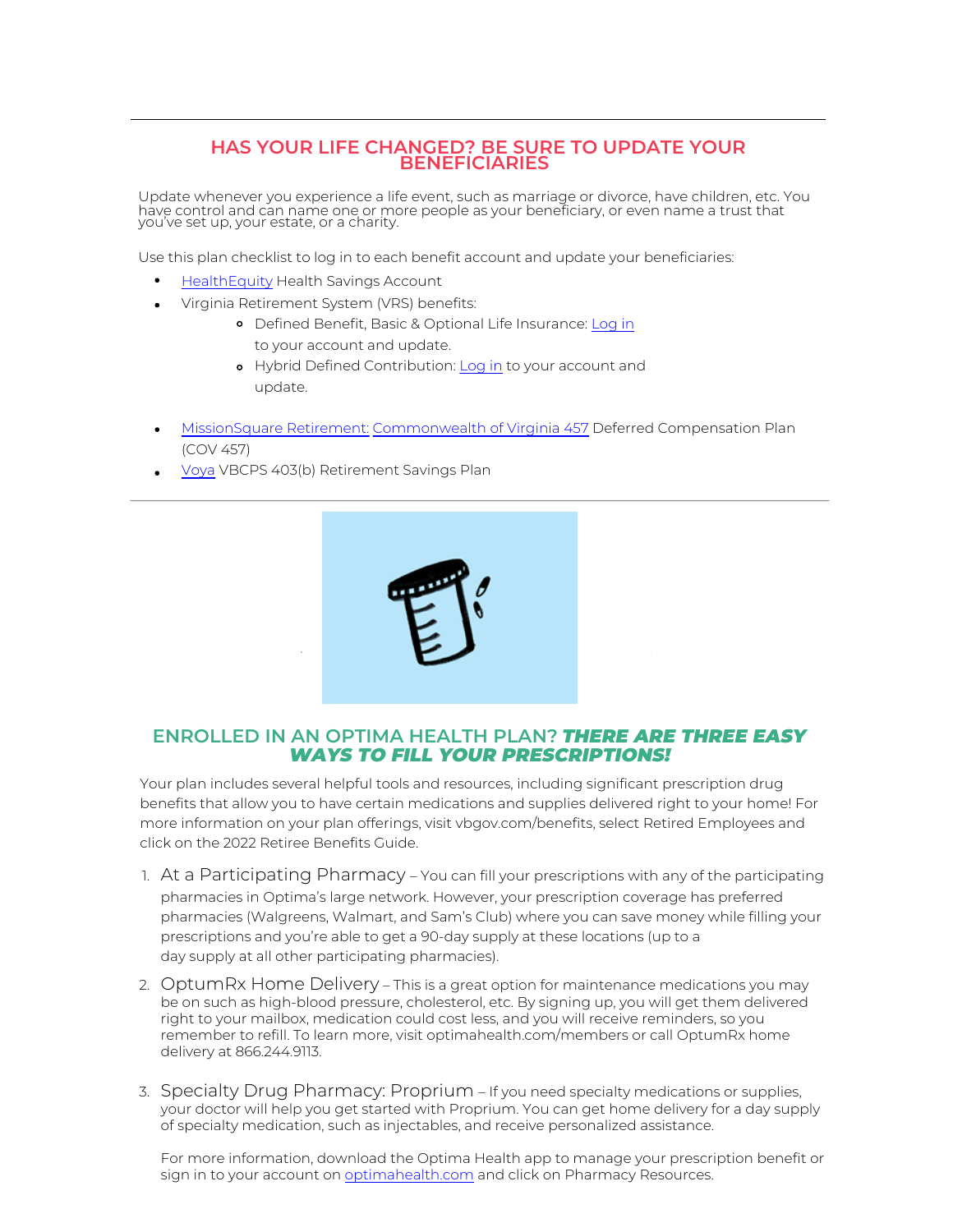## HAS YOUR LIFE CHANGED? BE SURE TO UPDATE YOUR BENEFICIARIES

Update whenever you experience a life event, such as marriage or divorce, have children, etc. You have control and can name one or more people as your beneficiary, or even name a trust that you've set up, your estate, or a charity.

Use this plan checklist to log in to each benefit account and update your beneficiaries:

- HealthEquity Health Savings Account
- Virginia Retirement System (VRS) benefits:
  - Defined Benefit, Basic & Optional Life Insurance: Log in to your account and update.
  - Hybrid Defined Contribution: Log in to your account and update.
- MissionSquare Retirement: Commonwealth of Virginia 457 Deferred Compensation Plan (COV 457)
- Voya VBCPS 403(b) Retirement Savings Plan

---

## ENROLLED IN AN OPTIMA HEALTH PLAN? *THERE ARE THREE EASY WAYS TO FILL YOUR PRESCRIPTIONS!*

Your plan includes several helpful tools and resources, including significant prescription drug benefits that allow you to have certain medications and supplies delivered right to your home! For more information on your plan offerings, visit vbgov.com/benefits, select Retired Employees and click on the 2022 Retiree Benefits Guide.

1. At a Participating Pharmacy – You can fill your prescriptions with any of the participating pharmacies in Optima's large network. However, your prescription coverage has preferred pharmacies (Walgreens, Walmart, and Sam's Club) where you can save money while filling your prescriptions and you're able to get a 90-day supply at these locations (up to a day supply at all other participating pharmacies).
2. OptumRx Home Delivery – This is a great option for maintenance medications you may be on such as high-blood pressure, cholesterol, etc. By signing up, you will get them delivered right to your mailbox, medication could cost less, and you will receive reminders, so you remember to refill. To learn more, visit optimahealth.com/members or call OptumRx home delivery at 866.244.9113.
3. Specialty Drug Pharmacy: Proprium – If you need specialty medications or supplies, your doctor will help you get started with Proprium. You can get home delivery for a day supply of specialty medication, such as injectables, and receive personalized assistance.

   For more information, download the Optima Health app to manage your prescription benefit or sign in to your account on optimahealth.com and click on Pharmacy Resources.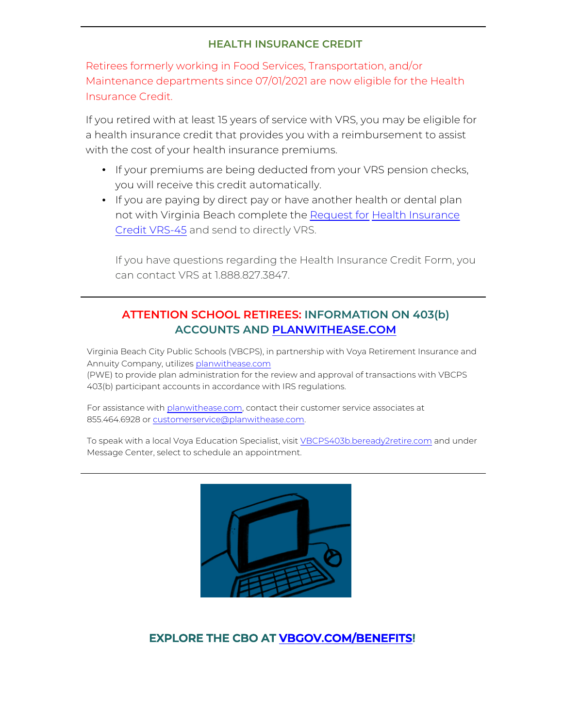## HEALTH INSURANCE CREDIT

Retirees formerly working in Food Services, Transportation, and/or Maintenance departments since 07/01/2021 are now eligible for the Health Insurance Credit.

If you retired with at least 15 years of service with VRS, you may be eligible for a health insurance credit that provides you with a reimbursement to assist with the cost of your health insurance premiums.

- If your premiums are being deducted from your VRS pension checks, you will receive this credit automatically.
- If you are paying by direct pay or have another health or dental plan not with Virginia Beach complete the [Request for Health Insurance Credit VRS-45] and send to directly VRS.

  If you have questions regarding the Health Insurance Credit Form, you can contact VRS at 1.888.827.3847.

---

## ATTENTION SCHOOL RETIREES: INFORMATION ON 403(b) ACCOUNTS AND PLANWITHEASE.COM

Virginia Beach City Public Schools (VBCPS), in partnership with Voya Retirement Insurance and Annuity Company, utilizes planwithease.com (PWE) to provide plan administration for the review and approval of transactions with VBCPS 403(b) participant accounts in accordance with IRS regulations.

For assistance with planwithease.com, contact their customer service associates at 855.464.6928 or customerservice@planwithease.com.

To speak with a local Voya Education Specialist, visit VBCPS403b.beready2retire.com and under Message Center, select to schedule an appointment.

---

## EXPLORE THE CBO AT VBGOV.COM/BENEFITS!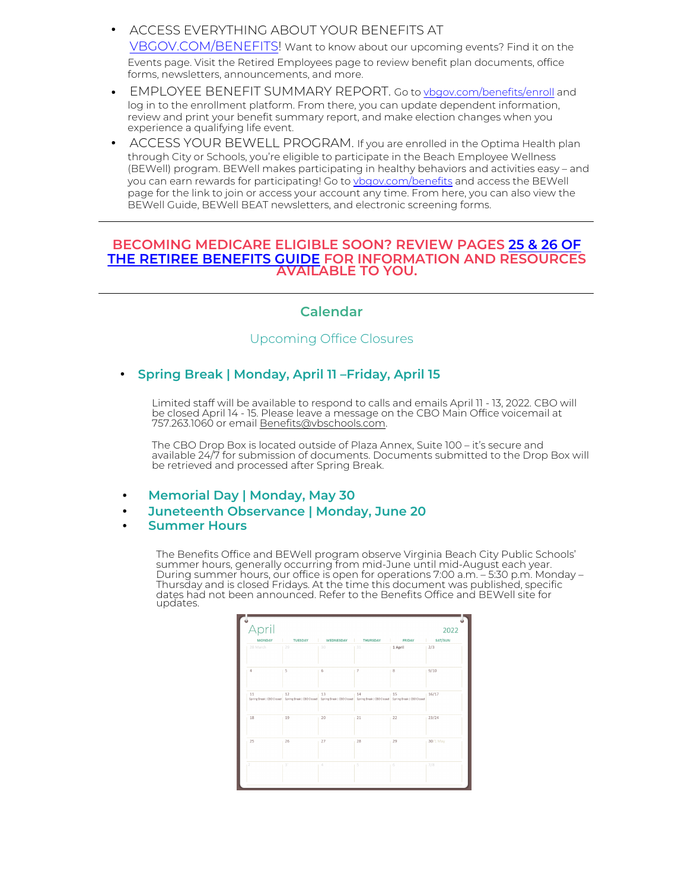- ACCESS EVERYTHING ABOUT YOUR BENEFITS AT [VBGOV.COM/BENEFITS](VBGOV.COM/BENEFITS)! Want to know about our upcoming events? Find it on the Events page. Visit the Retired Employees page to review benefit plan documents, office forms, newsletters, announcements, and more.
- EMPLOYEE BENEFIT SUMMARY REPORT. Go to [vbgov.com/benefits/enroll](vbgov.com/benefits/enroll) and log in to the enrollment platform. From there, you can update dependent information, review and print your benefit summary report, and make election changes when you experience a qualifying life event.
- ACCESS YOUR BEWELL PROGRAM. If you are enrolled in the Optima Health plan through City or Schools, you're eligible to participate in the Beach Employee Wellness (BEWell) program. BEWell makes participating in healthy behaviors and activities easy – and you can earn rewards for participating! Go to [vbgov.com/benefits](vbgov.com/benefits) and access the BEWell page for the link to join or access your account any time. From here, you can also view the BEWell Guide, BEWell BEAT newsletters, and electronic screening forms.

---

**BECOMING MEDICARE ELIGIBLE SOON? REVIEW PAGES 25 & 26 OF THE RETIREE BENEFITS GUIDE FOR INFORMATION AND RESOURCES AVAILABLE TO YOU.**

---

## Calendar

### Upcoming Office Closures

- **Spring Break | Monday, April 11 –Friday, April 15**

  Limited staff will be available to respond to calls and emails April 11 - 13, 2022. CBO will be closed April 14 - 15. Please leave a message on the CBO Main Office voicemail at 757.263.1060 or email Benefits@vbschools.com.

  The CBO Drop Box is located outside of Plaza Annex, Suite 100 – it's secure and available 24/7 for submission of documents. Documents submitted to the Drop Box will be retrieved and processed after Spring Break.

- **Memorial Day | Monday, May 30**
- **Juneteenth Observance | Monday, June 20**
- **Summer Hours**

  The Benefits Office and BEWell program observe Virginia Beach City Public Schools' summer hours, generally occurring from mid-June until mid-August each year. During summer hours, our office is open for operations 7:00 a.m. – 5:30 p.m. Monday – Thursday and is closed Fridays. At the time this document was published, specific dates had not been announced. Refer to the Benefits Office and BEWell site for updates.

**April 2022**

| MONDAY | TUESDAY | WEDNESDAY | THURSDAY | FRIDAY | SAT/SUN |
|---|---|---|---|---|---|
| 28 March | 29 | 30 | 31 | 1 April | 2/3 |
| 4 | 5 | 6 | 7 | 8 | 9/10 |
| 11 Spring Break \| CBO Closed | 12 Spring Break \| CBO Closed | 13 Spring Break \| CBO Closed | 14 Spring Break \| CBO Closed | 15 Spring Break \| CBO Closed | 16/17 |
| 18 | 19 | 20 | 21 | 22 | 23/24 |
| 25 | 26 | 27 | 28 | 29 | 30/1 May |
| 2 | 3 | 4 | 5 | 6 | 7/8 |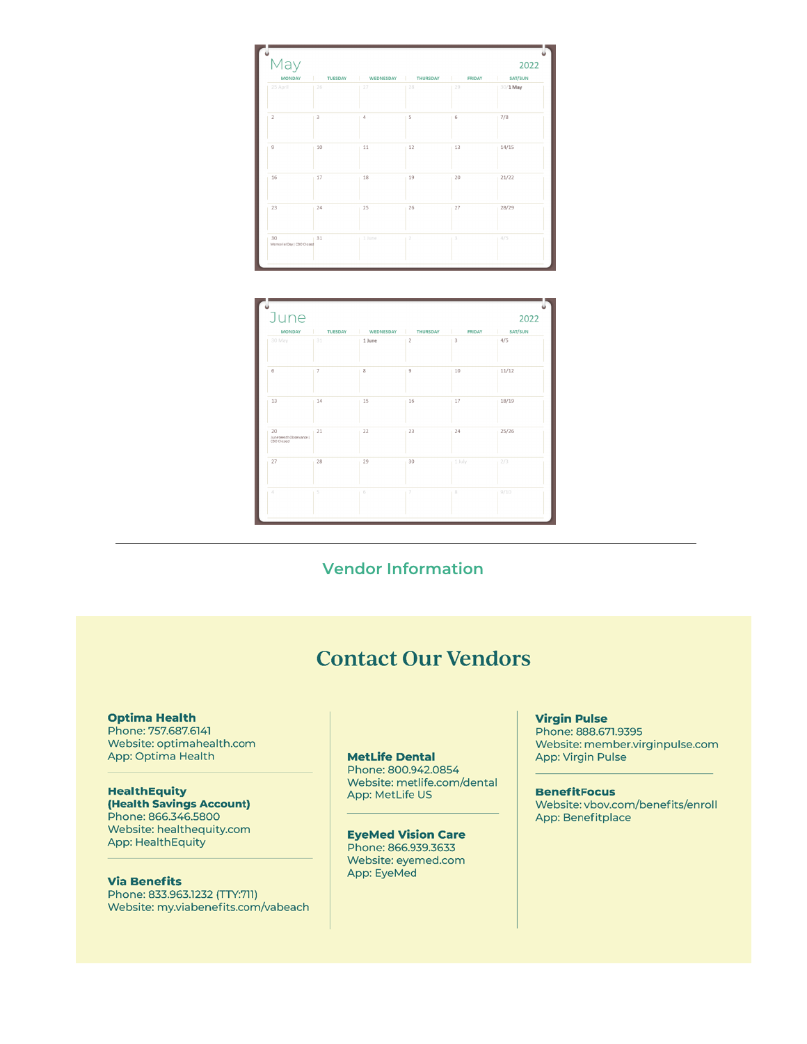## May 2022

| MONDAY | TUESDAY | WEDNESDAY | THURSDAY | FRIDAY | SAT/SUN |
|---|---|---|---|---|---|
| 25 April | 26 | 27 | 28 | 29 | 30/1 May |
| 2 | 3 | 4 | 5 | 6 | 7/8 |
| 9 | 10 | 11 | 12 | 13 | 14/15 |
| 16 | 17 | 18 | 19 | 20 | 21/22 |
| 23 | 24 | 25 | 26 | 27 | 28/29 |
| 30 Memorial Day \| CBO Closed | 31 | 1 June | 2 | 3 | 4/5 |

## June 2022

| MONDAY | TUESDAY | WEDNESDAY | THURSDAY | FRIDAY | SAT/SUN |
|---|---|---|---|---|---|
| 30 May | 31 | 1 June | 2 | 3 | 4/5 |
| 6 | 7 | 8 | 9 | 10 | 11/12 |
| 13 | 14 | 15 | 16 | 17 | 18/19 |
| 20 Juneteenth Observance \| CBO Closed | 21 | 22 | 23 | 24 | 25/26 |
| 27 | 28 | 29 | 30 | 1 July | 2/3 |
| 4 | 5 | 6 | 7 | 8 | 9/10 |

---

## Vendor Information

# Contact Our Vendors

**Optima Health**
Phone: 757.687.6141
Website: optimahealth.com
App: Optima Health

**HealthEquity**
**(Health Savings Account)**
Phone: 866.346.5800
Website: healthequity.com
App: HealthEquity

**Via Benefits**
Phone: 833.963.1232 (TTY:711)
Website: my.viabenefits.com/vabeach

**MetLife Dental**
Phone: 800.942.0854
Website: metlife.com/dental
App: MetLife US

**EyeMed Vision Care**
Phone: 866.939.3633
Website: eyemed.com
App: EyeMed

**Virgin Pulse**
Phone: 888.671.9395
Website: member.virginpulse.com
App: Virgin Pulse

**BenefitFocus**
Website: vbov.com/benefits/enroll
App: Benefitplace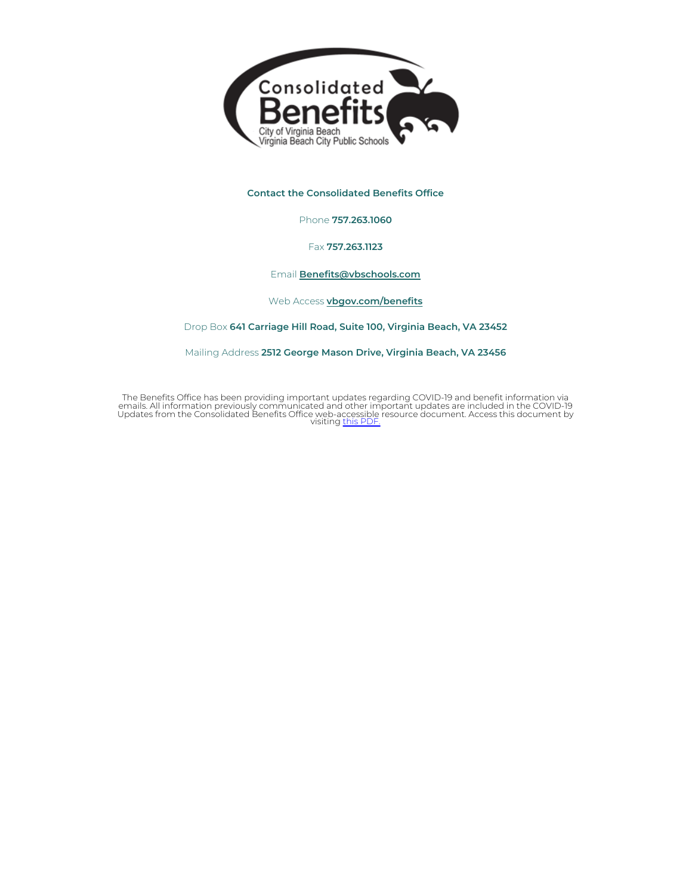**Contact the Consolidated Benefits Office**

Phone **757.263.1060**

Fax **757.263.1123**

Email **Benefits@vbschools.com**

Web Access **vbgov.com/benefits**

Drop Box **641 Carriage Hill Road, Suite 100, Virginia Beach, VA 23452**

Mailing Address **2512 George Mason Drive, Virginia Beach, VA 23456**

The Benefits Office has been providing important updates regarding COVID-19 and benefit information via emails. All information previously communicated and other important updates are included in the COVID-19 Updates from the Consolidated Benefits Office web-accessible resource document. Access this document by visiting this PDF.